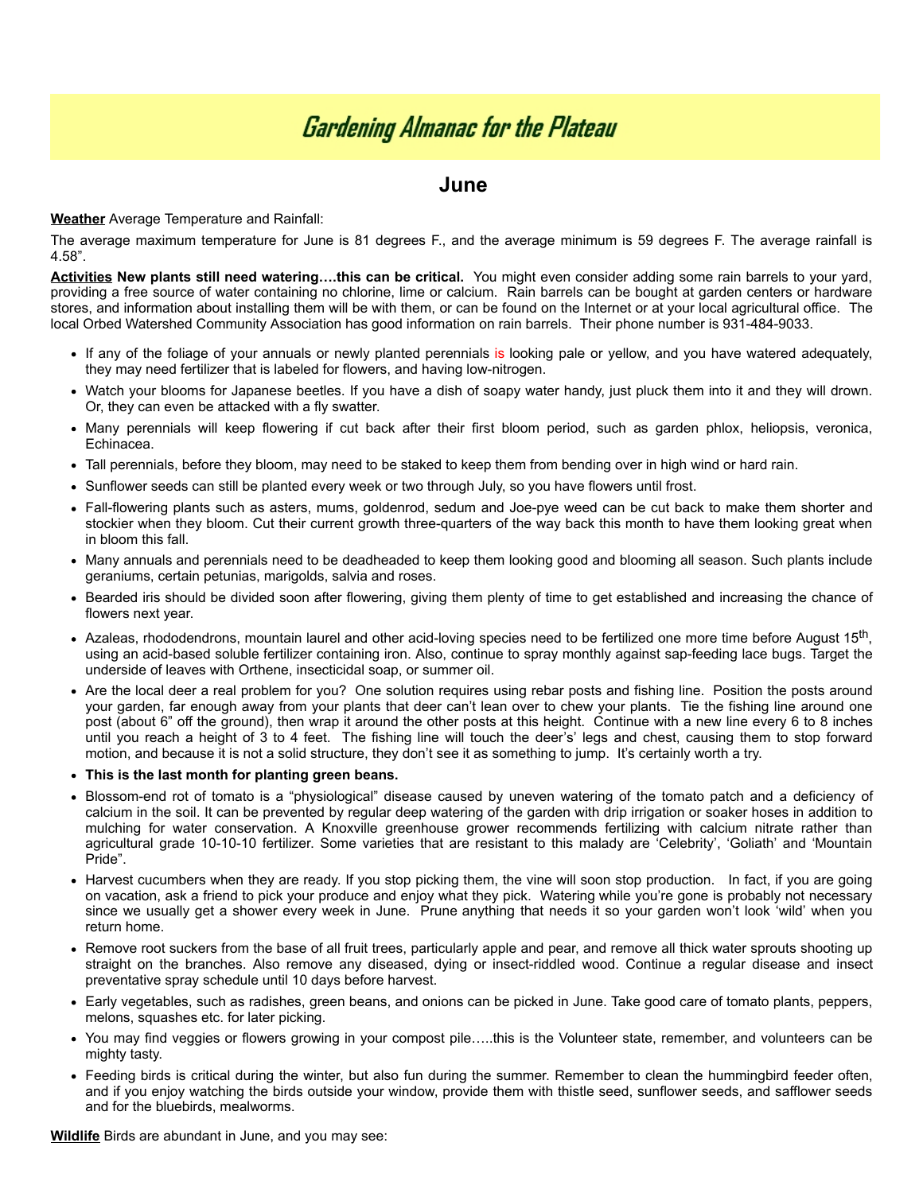# Gardening Almanac for the Plateau

## June

**Weather** Average Temperature and Rainfall:

The average maximum temperature for June is 81 degrees F., and the average minimum is 59 degrees F. The average rainfall is 4.58".

**Activities** **New plants still need watering….this can be critical.** You might even consider adding some rain barrels to your yard, providing a free source of water containing no chlorine, lime or calcium. Rain barrels can be bought at garden centers or hardware stores, and information about installing them will be with them, or can be found on the Internet or at your local agricultural office. The local Orbed Watershed Community Association has good information on rain barrels. Their phone number is 931-484-9033.

- If any of the foliage of your annuals or newly planted perennials is looking pale or yellow, and you have watered adequately, they may need fertilizer that is labeled for flowers, and having low-nitrogen.
- Watch your blooms for Japanese beetles. If you have a dish of soapy water handy, just pluck them into it and they will drown. Or, they can even be attacked with a fly swatter.
- Many perennials will keep flowering if cut back after their first bloom period, such as garden phlox, heliopsis, veronica, Echinacea.
- Tall perennials, before they bloom, may need to be staked to keep them from bending over in high wind or hard rain.
- Sunflower seeds can still be planted every week or two through July, so you have flowers until frost.
- Fall-flowering plants such as asters, mums, goldenrod, sedum and Joe-pye weed can be cut back to make them shorter and stockier when they bloom. Cut their current growth three-quarters of the way back this month to have them looking great when in bloom this fall.
- Many annuals and perennials need to be deadheaded to keep them looking good and blooming all season. Such plants include geraniums, certain petunias, marigolds, salvia and roses.
- Bearded iris should be divided soon after flowering, giving them plenty of time to get established and increasing the chance of flowers next year.
- Azaleas, rhododendrons, mountain laurel and other acid-loving species need to be fertilized one more time before August 15th, using an acid-based soluble fertilizer containing iron. Also, continue to spray monthly against sap-feeding lace bugs. Target the underside of leaves with Orthene, insecticidal soap, or summer oil.
- Are the local deer a real problem for you? One solution requires using rebar posts and fishing line. Position the posts around your garden, far enough away from your plants that deer can't lean over to chew your plants. Tie the fishing line around one post (about 6" off the ground), then wrap it around the other posts at this height. Continue with a new line every 6 to 8 inches until you reach a height of 3 to 4 feet. The fishing line will touch the deer's' legs and chest, causing them to stop forward motion, and because it is not a solid structure, they don't see it as something to jump. It's certainly worth a try.
- **This is the last month for planting green beans.**
- Blossom-end rot of tomato is a "physiological" disease caused by uneven watering of the tomato patch and a deficiency of calcium in the soil. It can be prevented by regular deep watering of the garden with drip irrigation or soaker hoses in addition to mulching for water conservation. A Knoxville greenhouse grower recommends fertilizing with calcium nitrate rather than agricultural grade 10-10-10 fertilizer. Some varieties that are resistant to this malady are 'Celebrity', 'Goliath' and 'Mountain Pride".
- Harvest cucumbers when they are ready. If you stop picking them, the vine will soon stop production. In fact, if you are going on vacation, ask a friend to pick your produce and enjoy what they pick. Watering while you're gone is probably not necessary since we usually get a shower every week in June. Prune anything that needs it so your garden won't look 'wild' when you return home.
- Remove root suckers from the base of all fruit trees, particularly apple and pear, and remove all thick water sprouts shooting up straight on the branches. Also remove any diseased, dying or insect-riddled wood. Continue a regular disease and insect preventative spray schedule until 10 days before harvest.
- Early vegetables, such as radishes, green beans, and onions can be picked in June. Take good care of tomato plants, peppers, melons, squashes etc. for later picking.
- You may find veggies or flowers growing in your compost pile…..this is the Volunteer state, remember, and volunteers can be mighty tasty.
- Feeding birds is critical during the winter, but also fun during the summer. Remember to clean the hummingbird feeder often, and if you enjoy watching the birds outside your window, provide them with thistle seed, sunflower seeds, and safflower seeds and for the bluebirds, mealworms.

**Wildlife** Birds are abundant in June, and you may see: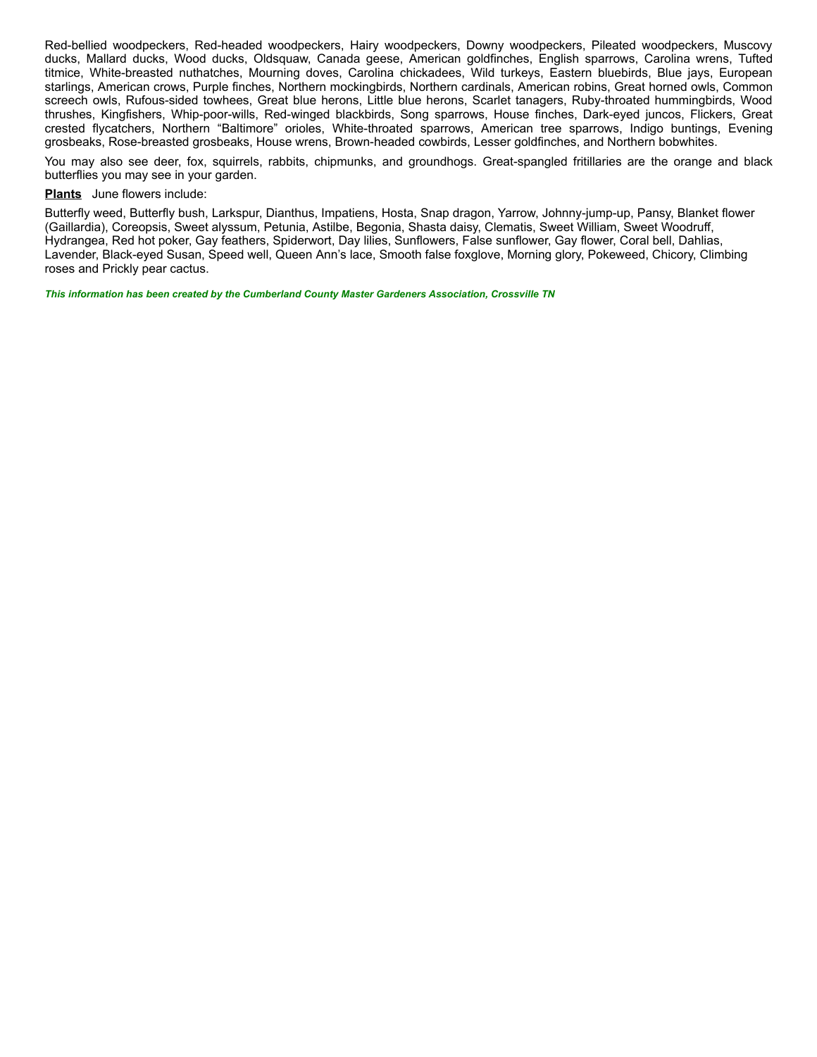Red-bellied woodpeckers, Red-headed woodpeckers, Hairy woodpeckers, Downy woodpeckers, Pileated woodpeckers, Muscovy ducks, Mallard ducks, Wood ducks, Oldsquaw, Canada geese, American goldfinches, English sparrows, Carolina wrens, Tufted titmice, White-breasted nuthatches, Mourning doves, Carolina chickadees, Wild turkeys, Eastern bluebirds, Blue jays, European starlings, American crows, Purple finches, Northern mockingbirds, Northern cardinals, American robins, Great horned owls, Common screech owls, Rufous-sided towhees, Great blue herons, Little blue herons, Scarlet tanagers, Ruby-throated hummingbirds, Wood thrushes, Kingfishers, Whip-poor-wills, Red-winged blackbirds, Song sparrows, House finches, Dark-eyed juncos, Flickers, Great crested flycatchers, Northern "Baltimore" orioles, White-throated sparrows, American tree sparrows, Indigo buntings, Evening grosbeaks, Rose-breasted grosbeaks, House wrens, Brown-headed cowbirds, Lesser goldfinches, and Northern bobwhites.

You may also see deer, fox, squirrels, rabbits, chipmunks, and groundhogs. Great-spangled fritillaries are the orange and black butterflies you may see in your garden.

**Plants** June flowers include:

Butterfly weed, Butterfly bush, Larkspur, Dianthus, Impatiens, Hosta, Snap dragon, Yarrow, Johnny-jump-up, Pansy, Blanket flower (Gaillardia), Coreopsis, Sweet alyssum, Petunia, Astilbe, Begonia, Shasta daisy, Clematis, Sweet William, Sweet Woodruff, Hydrangea, Red hot poker, Gay feathers, Spiderwort, Day lilies, Sunflowers, False sunflower, Gay flower, Coral bell, Dahlias, Lavender, Black-eyed Susan, Speed well, Queen Ann's lace, Smooth false foxglove, Morning glory, Pokeweed, Chicory, Climbing roses and Prickly pear cactus.

***This information has been created by the Cumberland County Master Gardeners Association, Crossville TN***